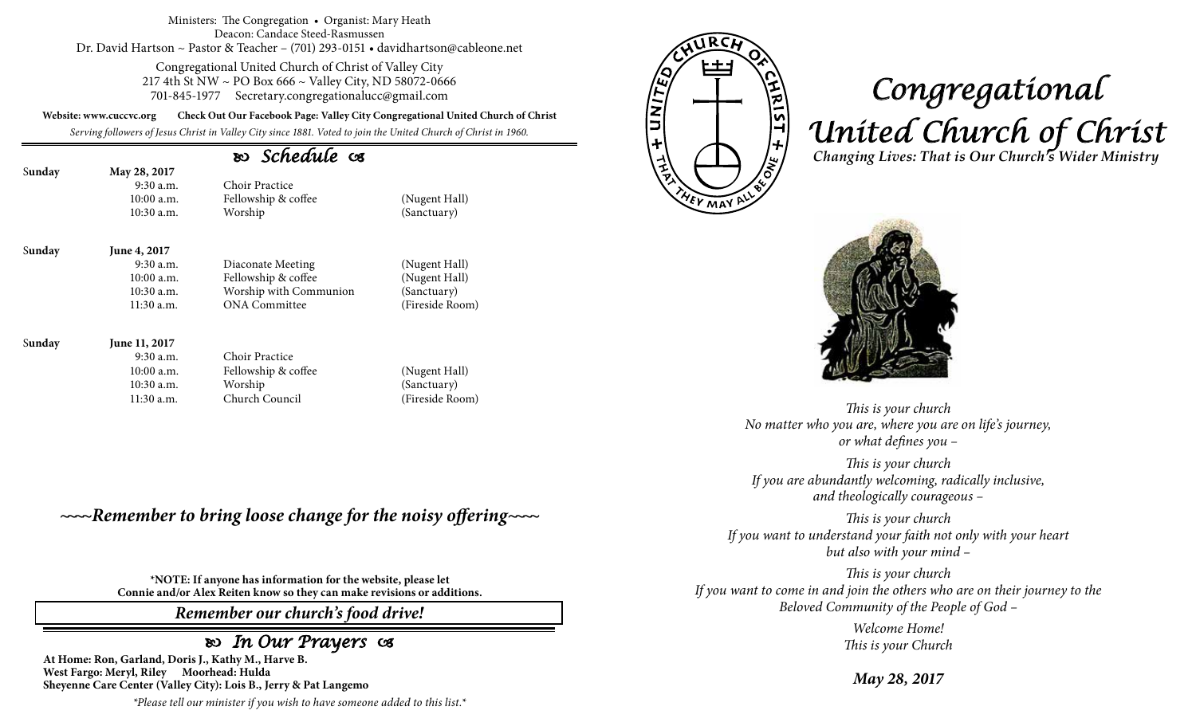Ministers: The Congregation • Organist: Mary Heath
Deacon: Candace Steed-Rasmussen
Dr. David Hartson ~ Pastor & Teacher – (701) 293-0151 • davidhartson@cableone.net

Congregational United Church of Christ of Valley City
217 4th St NW ~ PO Box 666 ~ Valley City, ND 58072-0666
701-845-1977 Secretary.congregationalucc@gmail.com

**Website: www.cuccvc.org Check Out Our Facebook Page: Valley City Congregational United Church of Christ**

*Serving followers of Jesus Christ in Valley City since 1881. Voted to join the United Church of Christ in 1960.*

## *Schedule*

| | | | |
|---|---|---|---|
| **Sunday** | **May 28, 2017** | | |
| | 9:30 a.m. | Choir Practice | |
| | 10:00 a.m. | Fellowship & coffee | (Nugent Hall) |
| | 10:30 a.m. | Worship | (Sanctuary) |
| **Sunday** | **June 4, 2017** | | |
| | 9:30 a.m. | Diaconate Meeting | (Nugent Hall) |
| | 10:00 a.m. | Fellowship & coffee | (Nugent Hall) |
| | 10:30 a.m. | Worship with Communion | (Sanctuary) |
| | 11:30 a.m. | ONA Committee | (Fireside Room) |
| **Sunday** | **June 11, 2017** | | |
| | 9:30 a.m. | Choir Practice | |
| | 10:00 a.m. | Fellowship & coffee | (Nugent Hall) |
| | 10:30 a.m. | Worship | (Sanctuary) |
| | 11:30 a.m. | Church Council | (Fireside Room) |

***~~~Remember to bring loose change for the noisy offering~~~***

**\*NOTE: If anyone has information for the website, please let Connie and/or Alex Reiten know so they can make revisions or additions.**

***Remember our church's food drive!***

## *In Our Prayers*

**At Home: Ron, Garland, Doris J., Kathy M., Harve B.**
**West Fargo: Meryl, Riley Moorhead: Hulda**
**Sheyenne Care Center (Valley City): Lois B., Jerry & Pat Langemo**

*\*Please tell our minister if you wish to have someone added to this list.\**

# *Congregational United Church of Christ*

***Changing Lives: That is Our Church's Wider Ministry***

*This is your church*
*No matter who you are, where you are on life's journey, or what defines you –*

*This is your church*
*If you are abundantly welcoming, radically inclusive, and theologically courageous –*

*This is your church*
*If you want to understand your faith not only with your heart but also with your mind –*

*This is your church*
*If you want to come in and join the others who are on their journey to the Beloved Community of the People of God –*

*Welcome Home!*
*This is your Church*

***May 28, 2017***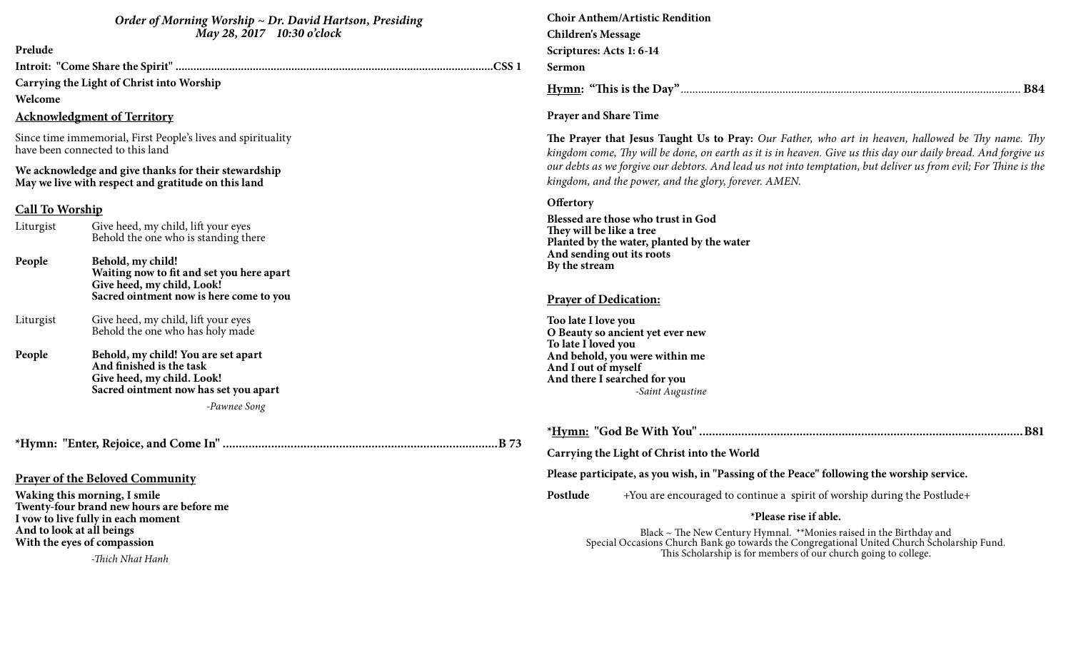*Order of Morning Worship ~ Dr. David Hartson, Presiding*
*May 28, 2017 10:30 o'clock*

**Prelude**

**Introit: "Come Share the Spirit" ..........CSS 1**

**Carrying the Light of Christ into Worship**

**Welcome**

## Acknowledgment of Territory

Since time immemorial, First People's lives and spirituality have been connected to this land

**We acknowledge and give thanks for their stewardship**
**May we live with respect and gratitude on this land**

## Call To Worship

Liturgist Give heed, my child, lift your eyes
Behold the one who is standing there

**People** **Behold, my child!**
**Waiting now to fit and set you here apart**
**Give heed, my child, Look!**
**Sacred ointment now is here come to you**

Liturgist Give heed, my child, lift your eyes
Behold the one who has holy made

**People** **Behold, my child! You are set apart**
**And finished is the task**
**Give heed, my child. Look!**
**Sacred ointment now has set you apart**

*-Pawnee Song*

**\*Hymn: "Enter, Rejoice, and Come In" ..........B 73**

## Prayer of the Beloved Community

**Waking this morning, I smile**
**Twenty-four brand new hours are before me**
**I vow to live fully in each moment**
**And to look at all beings**
**With the eyes of compassion**

*-Thich Nhat Hanh*

**Choir Anthem/Artistic Rendition**

**Children's Message**

**Scriptures: Acts 1: 6-14**

**Sermon**

**Hymn: "This is the Day" ..........B84**

**Prayer and Share Time**

**The Prayer that Jesus Taught Us to Pray:** *Our Father, who art in heaven, hallowed be Thy name. Thy kingdom come, Thy will be done, on earth as it is in heaven. Give us this day our daily bread. And forgive us our debts as we forgive our debtors. And lead us not into temptation, but deliver us from evil; For Thine is the kingdom, and the power, and the glory, forever. AMEN.*

**Offertory**

**Blessed are those who trust in God**
**They will be like a tree**
**Planted by the water, planted by the water**
**And sending out its roots**
**By the stream**

## Prayer of Dedication:

**Too late I love you**
**O Beauty so ancient yet ever new**
**To late I loved you**
**And behold, you were within me**
**And I out of myself**
**And there I searched for you**

*-Saint Augustine*

**\*Hymn: "God Be With You" ..........B81**

**Carrying the Light of Christ into the World**

**Please participate, as you wish, in "Passing of the Peace" following the worship service.**

**Postlude** +You are encouraged to continue a spirit of worship during the Postlude+

**\*Please rise if able.**

Black ~ The New Century Hymnal. \*\*Monies raised in the Birthday and Special Occasions Church Bank go towards the Congregational United Church Scholarship Fund. This Scholarship is for members of our church going to college.